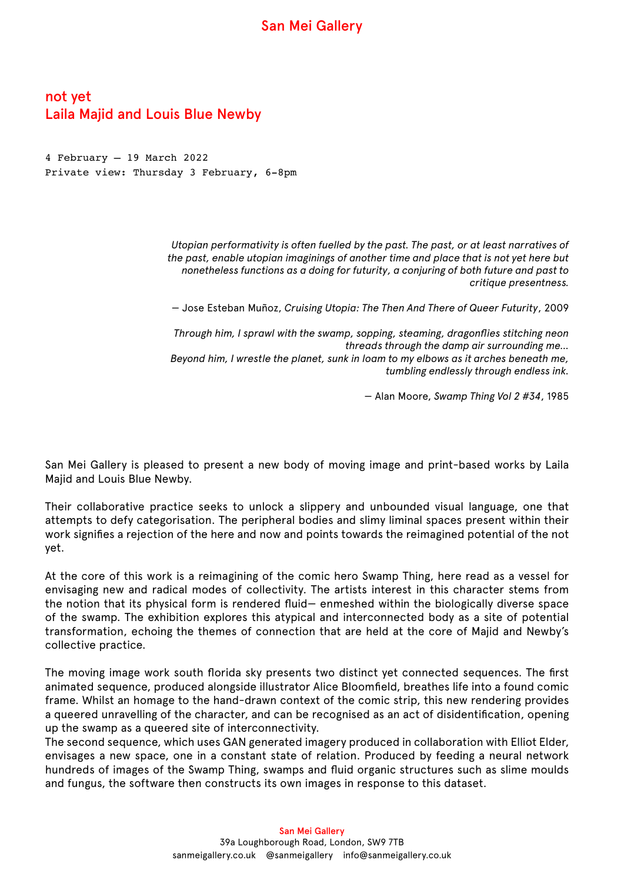# San Mei Gallery

## not yet
## Laila Majid and Louis Blue Newby

4 February – 19 March 2022
Private view: Thursday 3 February, 6-8pm

*Utopian performativity is often fuelled by the past. The past, or at least narratives of the past, enable utopian imaginings of another time and place that is not yet here but nonetheless functions as a doing for futurity, a conjuring of both future and past to critique presentness.*

— Jose Esteban Muñoz, *Cruising Utopia: The Then And There of Queer Futurity*, 2009

*Through him, I sprawl with the swamp, sopping, steaming, dragonflies stitching neon threads through the damp air surrounding me...*
*Beyond him, I wrestle the planet, sunk in loam to my elbows as it arches beneath me, tumbling endlessly through endless ink.*

— Alan Moore, *Swamp Thing Vol 2 #34*, 1985

San Mei Gallery is pleased to present a new body of moving image and print-based works by Laila Majid and Louis Blue Newby.

Their collaborative practice seeks to unlock a slippery and unbounded visual language, one that attempts to defy categorisation. The peripheral bodies and slimy liminal spaces present within their work signifies a rejection of the here and now and points towards the reimagined potential of the not yet.

At the core of this work is a reimagining of the comic hero Swamp Thing, here read as a vessel for envisaging new and radical modes of collectivity. The artists interest in this character stems from the notion that its physical form is rendered fluid— enmeshed within the biologically diverse space of the swamp. The exhibition explores this atypical and interconnected body as a site of potential transformation, echoing the themes of connection that are held at the core of Majid and Newby's collective practice.

The moving image work south florida sky presents two distinct yet connected sequences. The first animated sequence, produced alongside illustrator Alice Bloomfield, breathes life into a found comic frame. Whilst an homage to the hand-drawn context of the comic strip, this new rendering provides a queered unravelling of the character, and can be recognised as an act of disidentification, opening up the swamp as a queered site of interconnectivity.
The second sequence, which uses GAN generated imagery produced in collaboration with Elliot Elder, envisages a new space, one in a constant state of relation. Produced by feeding a neural network hundreds of images of the Swamp Thing, swamps and fluid organic structures such as slime moulds and fungus, the software then constructs its own images in response to this dataset.

San Mei Gallery
39a Loughborough Road, London, SW9 7TB
sanmeigallery.co.uk @sanmeigallery info@sanmeigallery.co.uk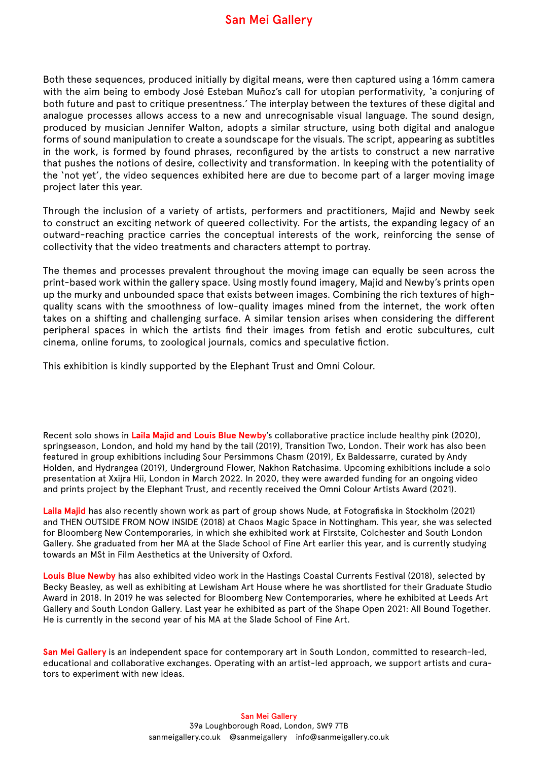Both these sequences, produced initially by digital means, were then captured using a 16mm camera with the aim being to embody José Esteban Muñoz's call for utopian performativity, 'a conjuring of both future and past to critique presentness.' The interplay between the textures of these digital and analogue processes allows access to a new and unrecognisable visual language. The sound design, produced by musician Jennifer Walton, adopts a similar structure, using both digital and analogue forms of sound manipulation to create a soundscape for the visuals. The script, appearing as subtitles in the work, is formed by found phrases, reconfigured by the artists to construct a new narrative that pushes the notions of desire, collectivity and transformation. In keeping with the potentiality of the 'not yet', the video sequences exhibited here are due to become part of a larger moving image project later this year.

Through the inclusion of a variety of artists, performers and practitioners, Majid and Newby seek to construct an exciting network of queered collectivity. For the artists, the expanding legacy of an outward-reaching practice carries the conceptual interests of the work, reinforcing the sense of collectivity that the video treatments and characters attempt to portray.

The themes and processes prevalent throughout the moving image can equally be seen across the print-based work within the gallery space. Using mostly found imagery, Majid and Newby's prints open up the murky and unbounded space that exists between images. Combining the rich textures of high-quality scans with the smoothness of low-quality images mined from the internet, the work often takes on a shifting and challenging surface. A similar tension arises when considering the different peripheral spaces in which the artists find their images from fetish and erotic subcultures, cult cinema, online forums, to zoological journals, comics and speculative fiction.

This exhibition is kindly supported by the Elephant Trust and Omni Colour.

Recent solo shows in **Laila Majid and Louis Blue Newby**'s collaborative practice include healthy pink (2020), springseason, London, and hold my hand by the tail (2019), Transition Two, London. Their work has also been featured in group exhibitions including Sour Persimmons Chasm (2019), Ex Baldessarre, curated by Andy Holden, and Hydrangea (2019), Underground Flower, Nakhon Ratchasima. Upcoming exhibitions include a solo presentation at Xxijra Hii, London in March 2022. In 2020, they were awarded funding for an ongoing video and prints project by the Elephant Trust, and recently received the Omni Colour Artists Award (2021).

**Laila Majid** has also recently shown work as part of group shows Nude, at Fotografiska in Stockholm (2021) and THEN OUTSIDE FROM NOW INSIDE (2018) at Chaos Magic Space in Nottingham. This year, she was selected for Bloomberg New Contemporaries, in which she exhibited work at Firstsite, Colchester and South London Gallery. She graduated from her MA at the Slade School of Fine Art earlier this year, and is currently studying towards an MSt in Film Aesthetics at the University of Oxford.

**Louis Blue Newby** has also exhibited video work in the Hastings Coastal Currents Festival (2018), selected by Becky Beasley, as well as exhibiting at Lewisham Art House where he was shortlisted for their Graduate Studio Award in 2018. In 2019 he was selected for Bloomberg New Contemporaries, where he exhibited at Leeds Art Gallery and South London Gallery. Last year he exhibited as part of the Shape Open 2021: All Bound Together. He is currently in the second year of his MA at the Slade School of Fine Art.

**San Mei Gallery** is an independent space for contemporary art in South London, committed to research-led, educational and collaborative exchanges. Operating with an artist-led approach, we support artists and curators to experiment with new ideas.

**San Mei Gallery**
39a Loughborough Road, London, SW9 7TB
sanmeigallery.co.uk @sanmeigallery info@sanmeigallery.co.uk